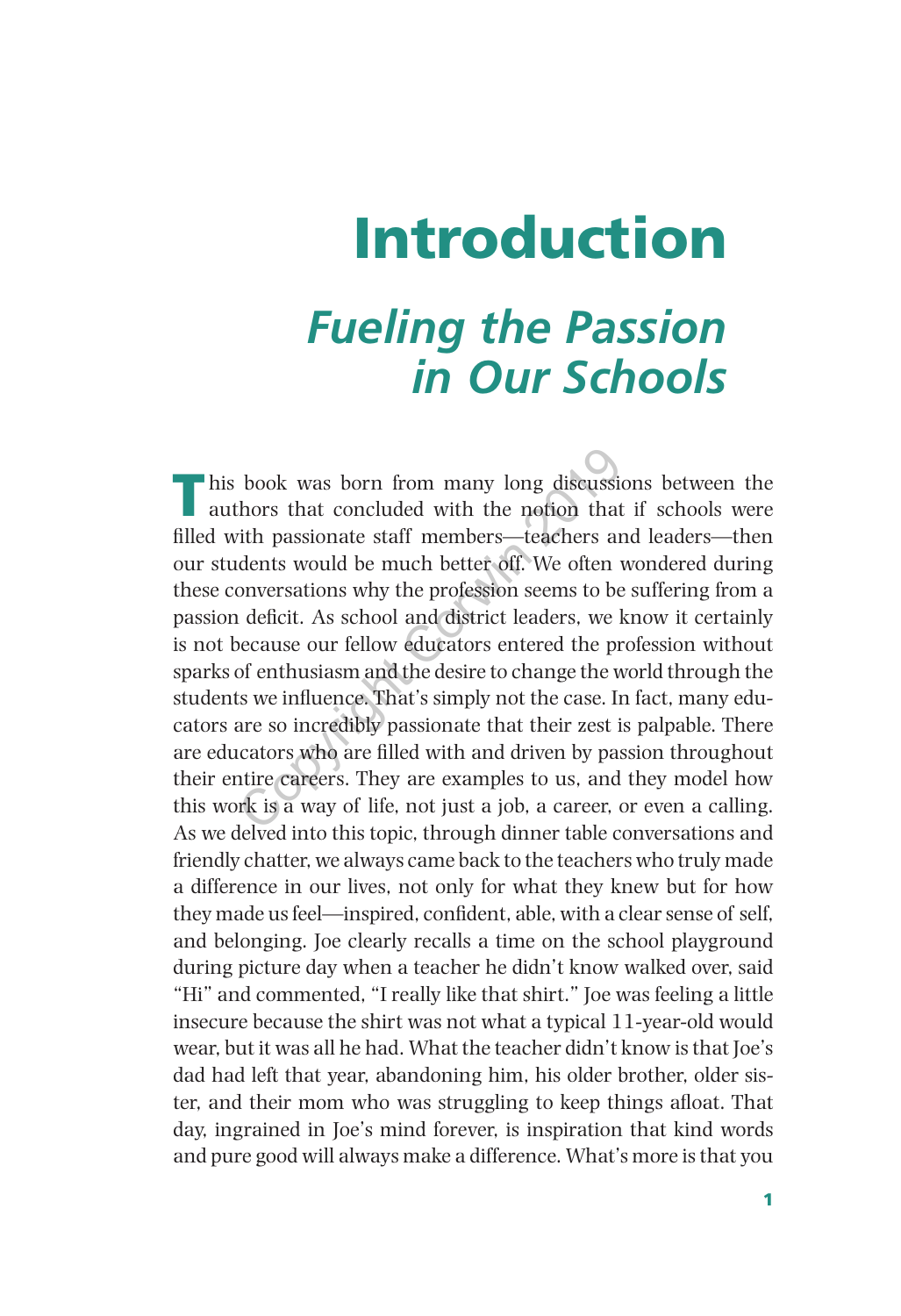# Introduction

## *Fueling the Passion in Our Schools*

This book was born from many long discussions between the authors that concluded with the notion that if schools were filled with passionate staff members—teachers and leaders—then our students would be much better off. We often wondered during these conversations why the profession seems to be suffering from a passion deficit. As school and district leaders, we know it certainly is not because our fellow educators entered the profession without sparks of enthusiasm and the desire to change the world through the students we influence. That's simply not the case. In fact, many educators are so incredibly passionate that their zest is palpable. There are educators who are filled with and driven by passion throughout their entire careers. They are examples to us, and they model how this work is a way of life, not just a job, a career, or even a calling. As we delved into this topic, through dinner table conversations and friendly chatter, we always came back to the teachers who truly made a difference in our lives, not only for what they knew but for how they made us feel—inspired, confident, able, with a clear sense of self, and belonging. Joe clearly recalls a time on the school playground during picture day when a teacher he didn't know walked over, said "Hi" and commented, "I really like that shirt." Joe was feeling a little insecure because the shirt was not what a typical 11-year-old would wear, but it was all he had. What the teacher didn't know is that Joe's dad had left that year, abandoning him, his older brother, older sister, and their mom who was struggling to keep things afloat. That day, ingrained in Joe's mind forever, is inspiration that kind words and pure good will always make a difference. What's more is that you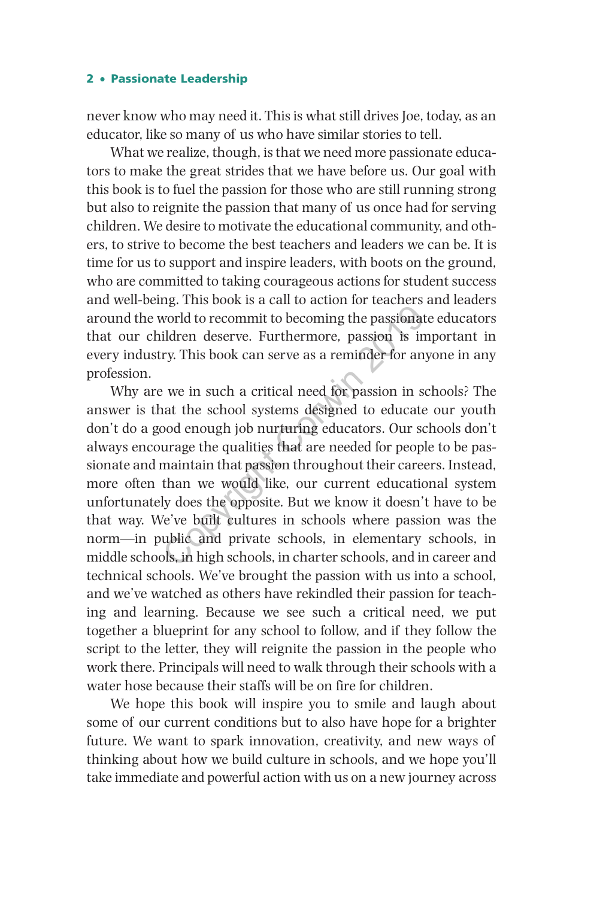never know who may need it. This is what still drives Joe, today, as an educator, like so many of us who have similar stories to tell.

What we realize, though, is that we need more passionate educators to make the great strides that we have before us. Our goal with this book is to fuel the passion for those who are still running strong but also to reignite the passion that many of us once had for serving children. We desire to motivate the educational community, and others, to strive to become the best teachers and leaders we can be. It is time for us to support and inspire leaders, with boots on the ground, who are committed to taking courageous actions for student success and well-being. This book is a call to action for teachers and leaders around the world to recommit to becoming the passionate educators that our children deserve. Furthermore, passion is important in every industry. This book can serve as a reminder for anyone in any profession.

Why are we in such a critical need for passion in schools? The answer is that the school systems designed to educate our youth don't do a good enough job nurturing educators. Our schools don't always encourage the qualities that are needed for people to be passionate and maintain that passion throughout their careers. Instead, more often than we would like, our current educational system unfortunately does the opposite. But we know it doesn't have to be that way. We've built cultures in schools where passion was the norm—in public and private schools, in elementary schools, in middle schools, in high schools, in charter schools, and in career and technical schools. We've brought the passion with us into a school, and we've watched as others have rekindled their passion for teaching and learning. Because we see such a critical need, we put together a blueprint for any school to follow, and if they follow the script to the letter, they will reignite the passion in the people who work there. Principals will need to walk through their schools with a water hose because their staffs will be on fire for children.

We hope this book will inspire you to smile and laugh about some of our current conditions but to also have hope for a brighter future. We want to spark innovation, creativity, and new ways of thinking about how we build culture in schools, and we hope you'll take immediate and powerful action with us on a new journey across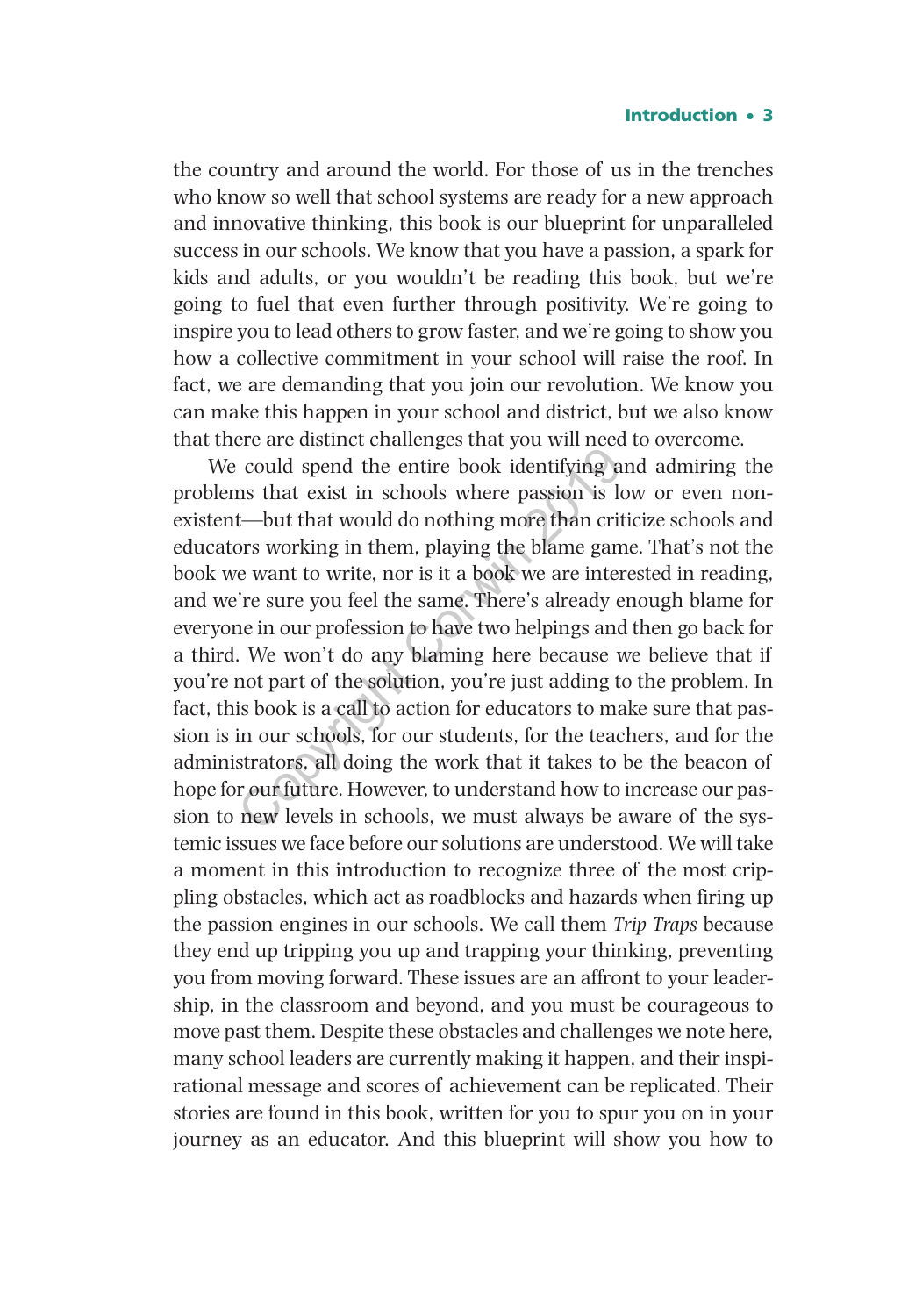the country and around the world. For those of us in the trenches who know so well that school systems are ready for a new approach and innovative thinking, this book is our blueprint for unparalleled success in our schools. We know that you have a passion, a spark for kids and adults, or you wouldn't be reading this book, but we're going to fuel that even further through positivity. We're going to inspire you to lead others to grow faster, and we're going to show you how a collective commitment in your school will raise the roof. In fact, we are demanding that you join our revolution. We know you can make this happen in your school and district, but we also know that there are distinct challenges that you will need to overcome.

We could spend the entire book identifying and admiring the problems that exist in schools where passion is low or even nonexistent—but that would do nothing more than criticize schools and educators working in them, playing the blame game. That's not the book we want to write, nor is it a book we are interested in reading, and we're sure you feel the same. There's already enough blame for everyone in our profession to have two helpings and then go back for a third. We won't do any blaming here because we believe that if you're not part of the solution, you're just adding to the problem. In fact, this book is a call to action for educators to make sure that passion is in our schools, for our students, for the teachers, and for the administrators, all doing the work that it takes to be the beacon of hope for our future. However, to understand how to increase our passion to new levels in schools, we must always be aware of the systemic issues we face before our solutions are understood. We will take a moment in this introduction to recognize three of the most crippling obstacles, which act as roadblocks and hazards when firing up the passion engines in our schools. We call them *Trip Traps* because they end up tripping you up and trapping your thinking, preventing you from moving forward. These issues are an affront to your leadership, in the classroom and beyond, and you must be courageous to move past them. Despite these obstacles and challenges we note here, many school leaders are currently making it happen, and their inspirational message and scores of achievement can be replicated. Their stories are found in this book, written for you to spur you on in your journey as an educator. And this blueprint will show you how to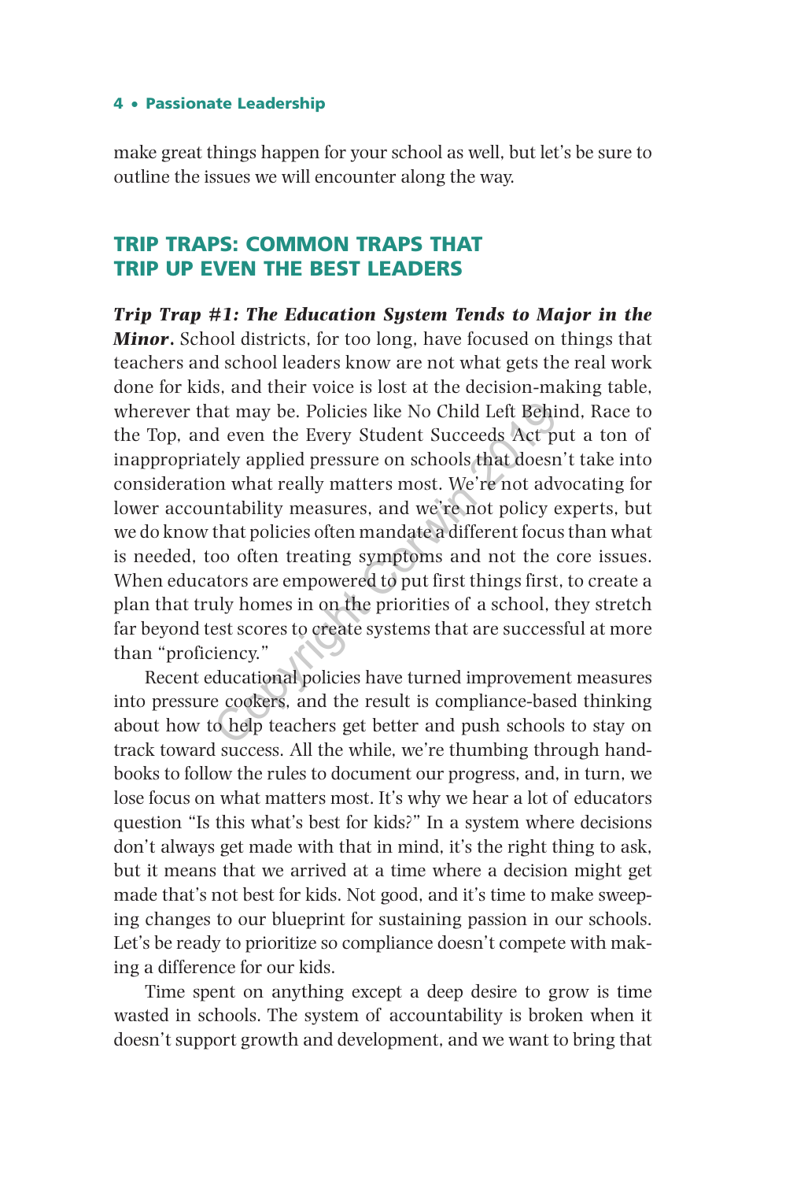make great things happen for your school as well, but let's be sure to outline the issues we will encounter along the way.

## TRIP TRAPS: COMMON TRAPS THAT TRIP UP EVEN THE BEST LEADERS

***Trip Trap #1: The Education System Tends to Major in the Minor.*** School districts, for too long, have focused on things that teachers and school leaders know are not what gets the real work done for kids, and their voice is lost at the decision-making table, wherever that may be. Policies like No Child Left Behind, Race to the Top, and even the Every Student Succeeds Act put a ton of inappropriately applied pressure on schools that doesn't take into consideration what really matters most. We're not advocating for lower accountability measures, and we're not policy experts, but we do know that policies often mandate a different focus than what is needed, too often treating symptoms and not the core issues. When educators are empowered to put first things first, to create a plan that truly homes in on the priorities of a school, they stretch far beyond test scores to create systems that are successful at more than "proficiency."

Recent educational policies have turned improvement measures into pressure cookers, and the result is compliance-based thinking about how to help teachers get better and push schools to stay on track toward success. All the while, we're thumbing through handbooks to follow the rules to document our progress, and, in turn, we lose focus on what matters most. It's why we hear a lot of educators question "Is this what's best for kids?" In a system where decisions don't always get made with that in mind, it's the right thing to ask, but it means that we arrived at a time where a decision might get made that's not best for kids. Not good, and it's time to make sweeping changes to our blueprint for sustaining passion in our schools. Let's be ready to prioritize so compliance doesn't compete with making a difference for our kids.

Time spent on anything except a deep desire to grow is time wasted in schools. The system of accountability is broken when it doesn't support growth and development, and we want to bring that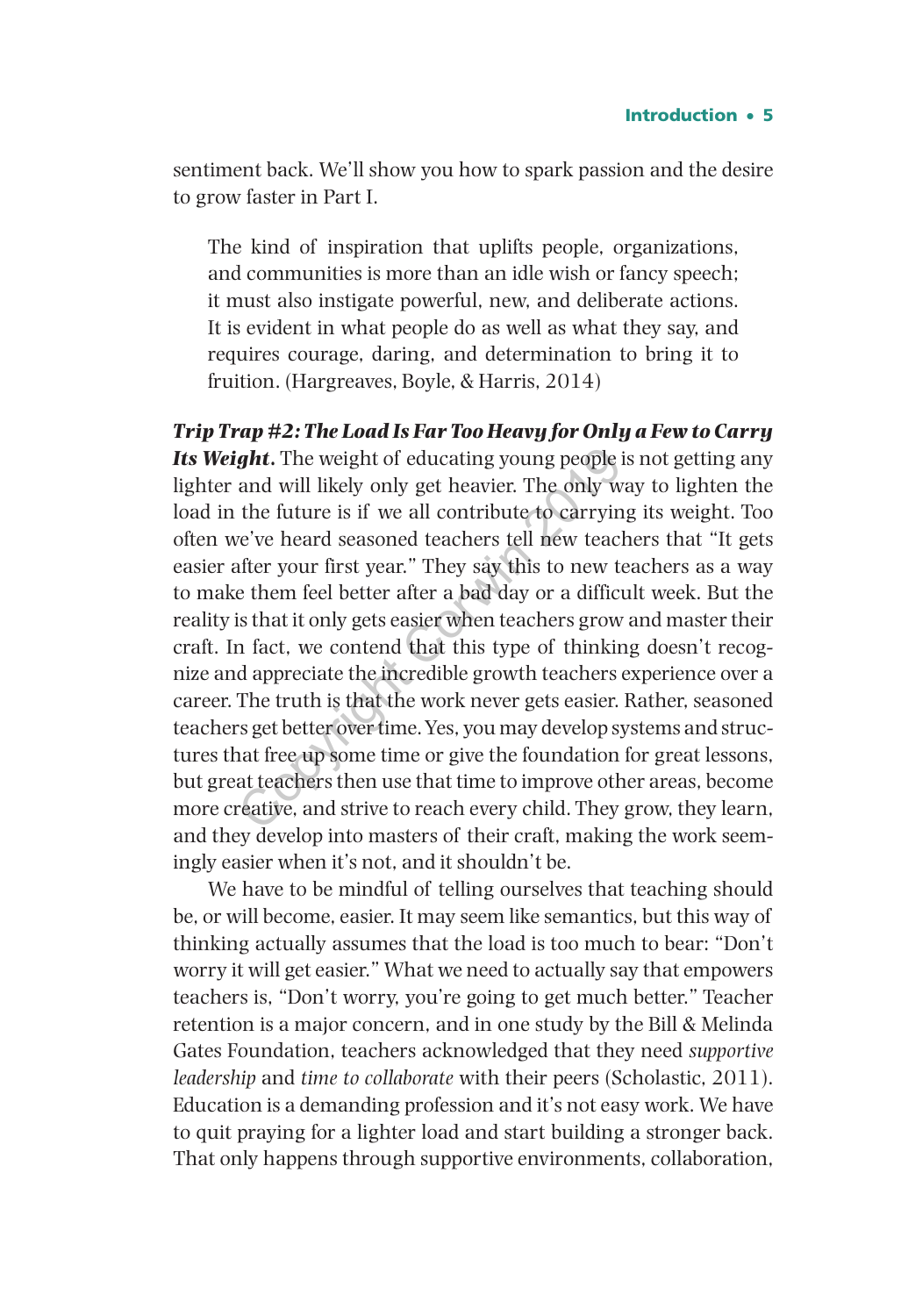sentiment back. We'll show you how to spark passion and the desire to grow faster in Part I.

> The kind of inspiration that uplifts people, organizations, and communities is more than an idle wish or fancy speech; it must also instigate powerful, new, and deliberate actions. It is evident in what people do as well as what they say, and requires courage, daring, and determination to bring it to fruition. (Hargreaves, Boyle, & Harris, 2014)

***Trip Trap #2: The Load Is Far Too Heavy for Only a Few to Carry Its Weight.*** The weight of educating young people is not getting any lighter and will likely only get heavier. The only way to lighten the load in the future is if we all contribute to carrying its weight. Too often we've heard seasoned teachers tell new teachers that "It gets easier after your first year." They say this to new teachers as a way to make them feel better after a bad day or a difficult week. But the reality is that it only gets easier when teachers grow and master their craft. In fact, we contend that this type of thinking doesn't recognize and appreciate the incredible growth teachers experience over a career. The truth is that the work never gets easier. Rather, seasoned teachers get better over time. Yes, you may develop systems and structures that free up some time or give the foundation for great lessons, but great teachers then use that time to improve other areas, become more creative, and strive to reach every child. They grow, they learn, and they develop into masters of their craft, making the work seemingly easier when it's not, and it shouldn't be.

We have to be mindful of telling ourselves that teaching should be, or will become, easier. It may seem like semantics, but this way of thinking actually assumes that the load is too much to bear: "Don't worry it will get easier." What we need to actually say that empowers teachers is, "Don't worry, you're going to get much better." Teacher retention is a major concern, and in one study by the Bill & Melinda Gates Foundation, teachers acknowledged that they need *supportive leadership* and *time to collaborate* with their peers (Scholastic, 2011). Education is a demanding profession and it's not easy work. We have to quit praying for a lighter load and start building a stronger back. That only happens through supportive environments, collaboration,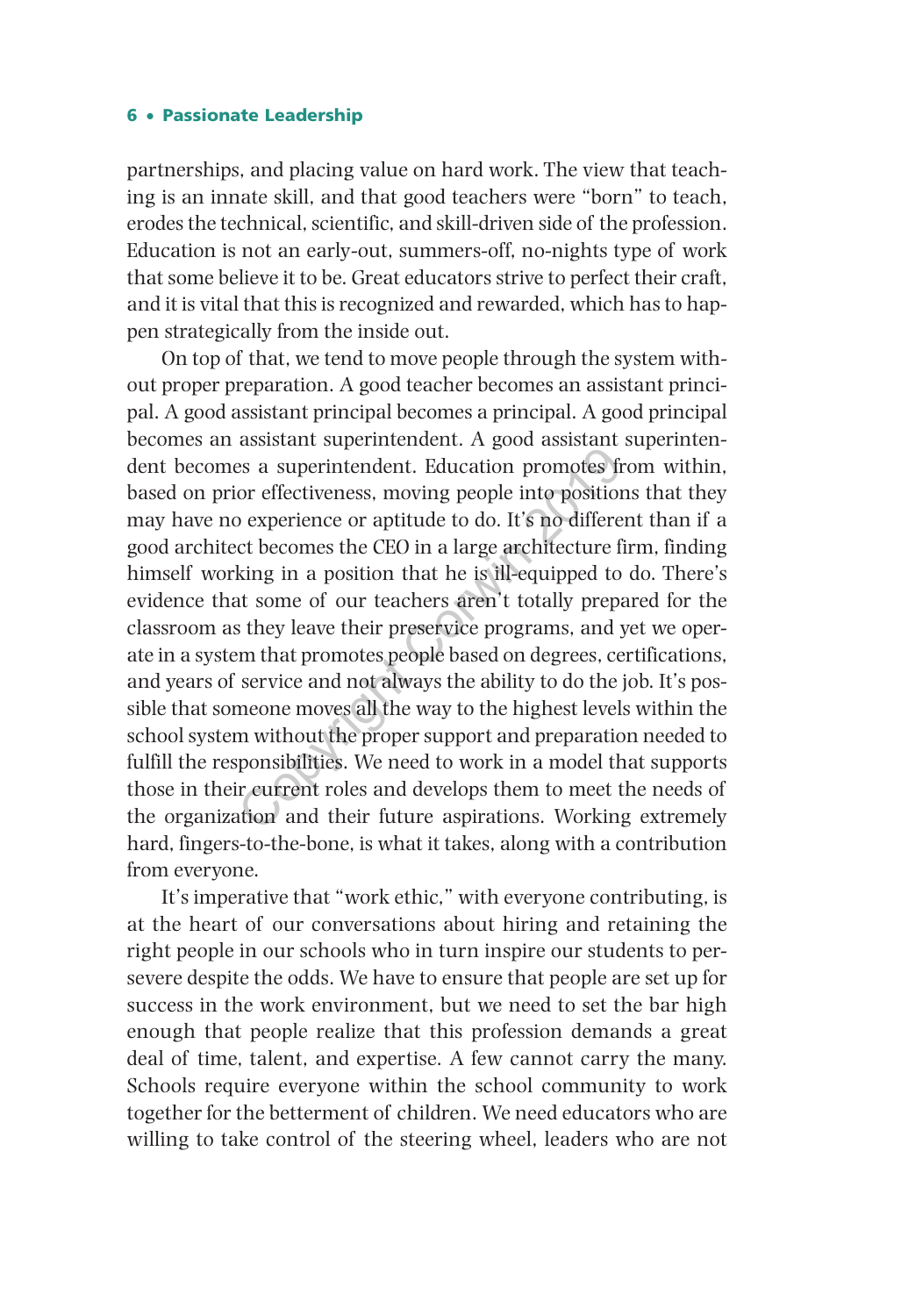partnerships, and placing value on hard work. The view that teaching is an innate skill, and that good teachers were "born" to teach, erodes the technical, scientific, and skill-driven side of the profession. Education is not an early-out, summers-off, no-nights type of work that some believe it to be. Great educators strive to perfect their craft, and it is vital that this is recognized and rewarded, which has to happen strategically from the inside out.

On top of that, we tend to move people through the system without proper preparation. A good teacher becomes an assistant principal. A good assistant principal becomes a principal. A good principal becomes an assistant superintendent. A good assistant superintendent becomes a superintendent. Education promotes from within, based on prior effectiveness, moving people into positions that they may have no experience or aptitude to do. It's no different than if a good architect becomes the CEO in a large architecture firm, finding himself working in a position that he is ill-equipped to do. There's evidence that some of our teachers aren't totally prepared for the classroom as they leave their preservice programs, and yet we operate in a system that promotes people based on degrees, certifications, and years of service and not always the ability to do the job. It's possible that someone moves all the way to the highest levels within the school system without the proper support and preparation needed to fulfill the responsibilities. We need to work in a model that supports those in their current roles and develops them to meet the needs of the organization and their future aspirations. Working extremely hard, fingers-to-the-bone, is what it takes, along with a contribution from everyone.

It's imperative that "work ethic," with everyone contributing, is at the heart of our conversations about hiring and retaining the right people in our schools who in turn inspire our students to persevere despite the odds. We have to ensure that people are set up for success in the work environment, but we need to set the bar high enough that people realize that this profession demands a great deal of time, talent, and expertise. A few cannot carry the many. Schools require everyone within the school community to work together for the betterment of children. We need educators who are willing to take control of the steering wheel, leaders who are not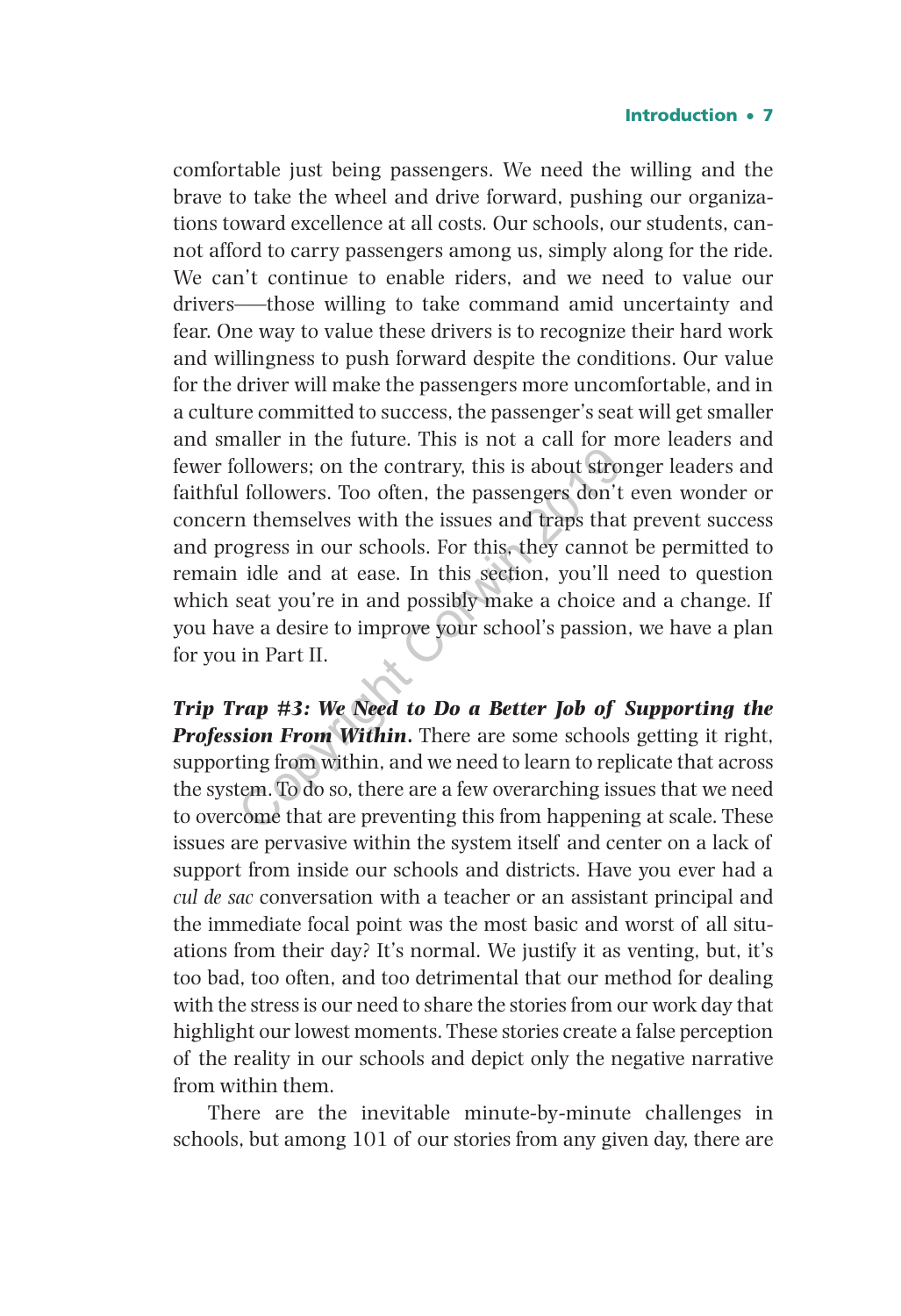comfortable just being passengers. We need the willing and the brave to take the wheel and drive forward, pushing our organizations toward excellence at all costs. Our schools, our students, cannot afford to carry passengers among us, simply along for the ride. We can't continue to enable riders, and we need to value our drivers—those willing to take command amid uncertainty and fear. One way to value these drivers is to recognize their hard work and willingness to push forward despite the conditions. Our value for the driver will make the passengers more uncomfortable, and in a culture committed to success, the passenger's seat will get smaller and smaller in the future. This is not a call for more leaders and fewer followers; on the contrary, this is about stronger leaders and faithful followers. Too often, the passengers don't even wonder or concern themselves with the issues and traps that prevent success and progress in our schools. For this, they cannot be permitted to remain idle and at ease. In this section, you'll need to question which seat you're in and possibly make a choice and a change. If you have a desire to improve your school's passion, we have a plan for you in Part II.

***Trip Trap #3: We Need to Do a Better Job of Supporting the Profession From Within.*** There are some schools getting it right, supporting from within, and we need to learn to replicate that across the system. To do so, there are a few overarching issues that we need to overcome that are preventing this from happening at scale. These issues are pervasive within the system itself and center on a lack of support from inside our schools and districts. Have you ever had a *cul de sac* conversation with a teacher or an assistant principal and the immediate focal point was the most basic and worst of all situations from their day? It's normal. We justify it as venting, but, it's too bad, too often, and too detrimental that our method for dealing with the stress is our need to share the stories from our work day that highlight our lowest moments. These stories create a false perception of the reality in our schools and depict only the negative narrative from within them.

There are the inevitable minute-by-minute challenges in schools, but among 101 of our stories from any given day, there are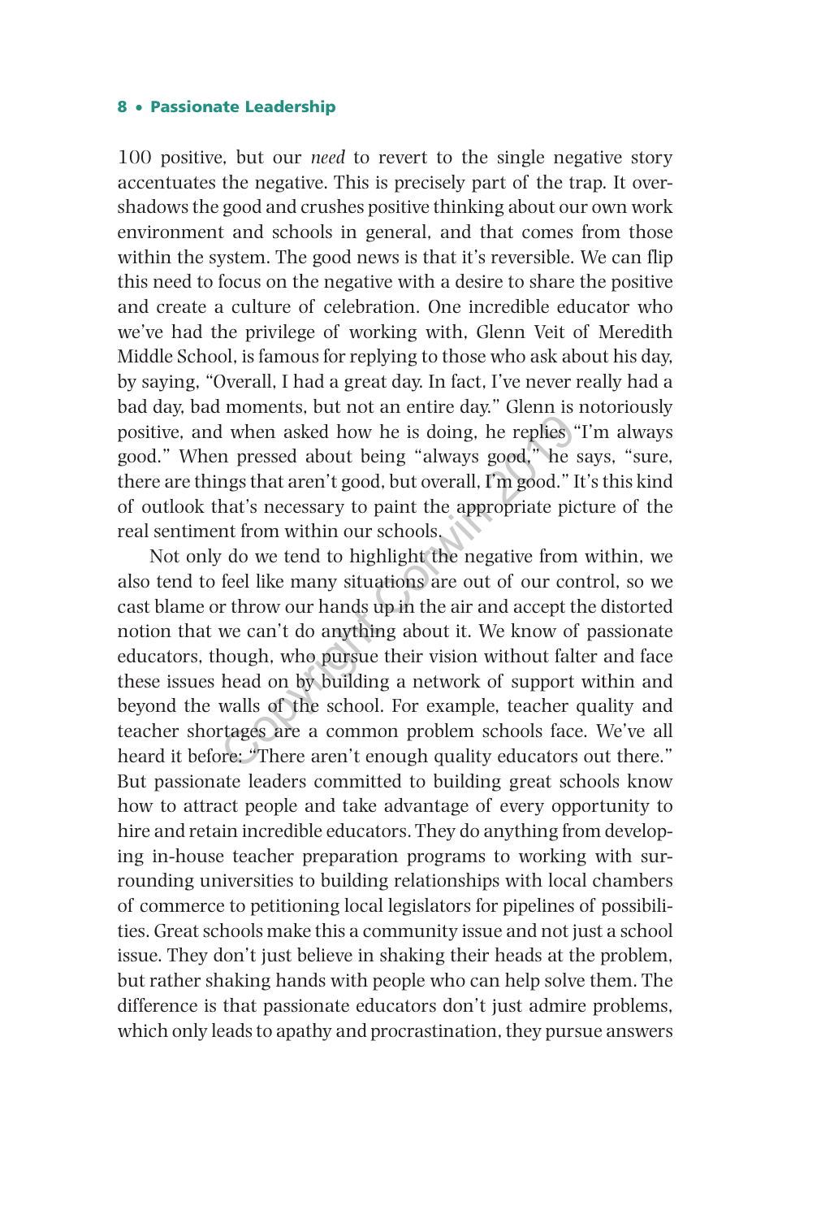100 positive, but our *need* to revert to the single negative story accentuates the negative. This is precisely part of the trap. It overshadows the good and crushes positive thinking about our own work environment and schools in general, and that comes from those within the system. The good news is that it's reversible. We can flip this need to focus on the negative with a desire to share the positive and create a culture of celebration. One incredible educator who we've had the privilege of working with, Glenn Veit of Meredith Middle School, is famous for replying to those who ask about his day, by saying, "Overall, I had a great day. In fact, I've never really had a bad day, bad moments, but not an entire day." Glenn is notoriously positive, and when asked how he is doing, he replies "I'm always good." When pressed about being "always good," he says, "sure, there are things that aren't good, but overall, I'm good." It's this kind of outlook that's necessary to paint the appropriate picture of the real sentiment from within our schools.

Not only do we tend to highlight the negative from within, we also tend to feel like many situations are out of our control, so we cast blame or throw our hands up in the air and accept the distorted notion that we can't do anything about it. We know of passionate educators, though, who pursue their vision without falter and face these issues head on by building a network of support within and beyond the walls of the school. For example, teacher quality and teacher shortages are a common problem schools face. We've all heard it before: "There aren't enough quality educators out there." But passionate leaders committed to building great schools know how to attract people and take advantage of every opportunity to hire and retain incredible educators. They do anything from developing in-house teacher preparation programs to working with surrounding universities to building relationships with local chambers of commerce to petitioning local legislators for pipelines of possibilities. Great schools make this a community issue and not just a school issue. They don't just believe in shaking their heads at the problem, but rather shaking hands with people who can help solve them. The difference is that passionate educators don't just admire problems, which only leads to apathy and procrastination, they pursue answers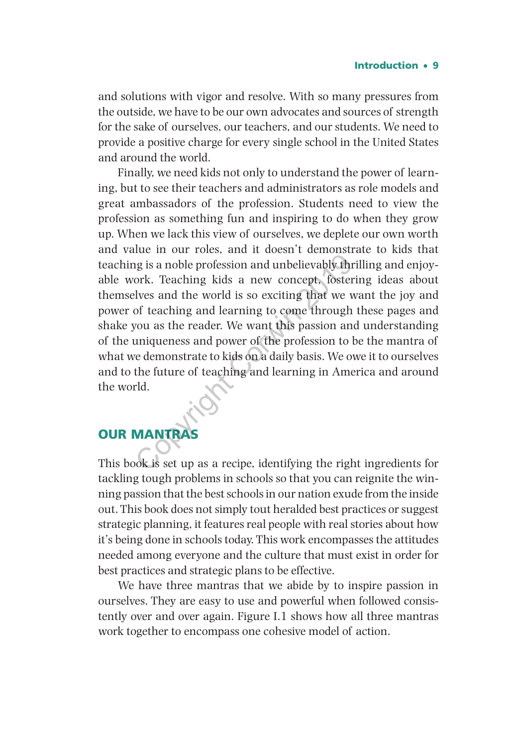and solutions with vigor and resolve. With so many pressures from the outside, we have to be our own advocates and sources of strength for the sake of ourselves, our teachers, and our students. We need to provide a positive charge for every single school in the United States and around the world.

Finally, we need kids not only to understand the power of learning, but to see their teachers and administrators as role models and great ambassadors of the profession. Students need to view the profession as something fun and inspiring to do when they grow up. When we lack this view of ourselves, we deplete our own worth and value in our roles, and it doesn't demonstrate to kids that teaching is a noble profession and unbelievably thrilling and enjoyable work. Teaching kids a new concept, fostering ideas about themselves and the world is so exciting that we want the joy and power of teaching and learning to come through these pages and shake you as the reader. We want this passion and understanding of the uniqueness and power of the profession to be the mantra of what we demonstrate to kids on a daily basis. We owe it to ourselves and to the future of teaching and learning in America and around the world.

## OUR MANTRAS

This book is set up as a recipe, identifying the right ingredients for tackling tough problems in schools so that you can reignite the winning passion that the best schools in our nation exude from the inside out. This book does not simply tout heralded best practices or suggest strategic planning, it features real people with real stories about how it's being done in schools today. This work encompasses the attitudes needed among everyone and the culture that must exist in order for best practices and strategic plans to be effective.

We have three mantras that we abide by to inspire passion in ourselves. They are easy to use and powerful when followed consistently over and over again. Figure I.1 shows how all three mantras work together to encompass one cohesive model of action.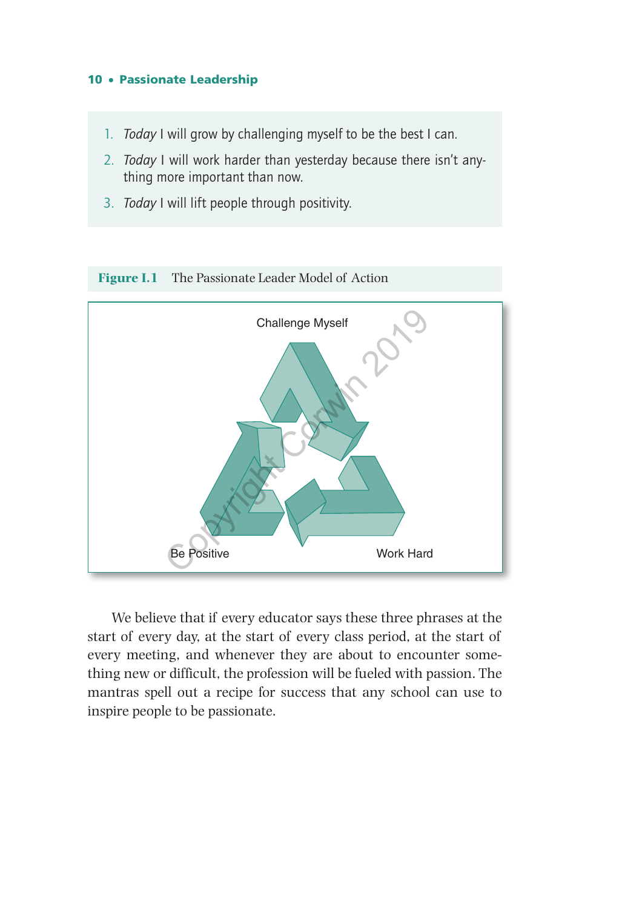1. *Today* I will grow by challenging myself to be the best I can.
2. *Today* I will work harder than yesterday because there isn't anything more important than now.
3. *Today* I will lift people through positivity.

**Figure I.1** The Passionate Leader Model of Action

Challenge Myself

Be Positive

Work Hard

We believe that if every educator says these three phrases at the start of every day, at the start of every class period, at the start of every meeting, and whenever they are about to encounter something new or difficult, the profession will be fueled with passion. The mantras spell out a recipe for success that any school can use to inspire people to be passionate.